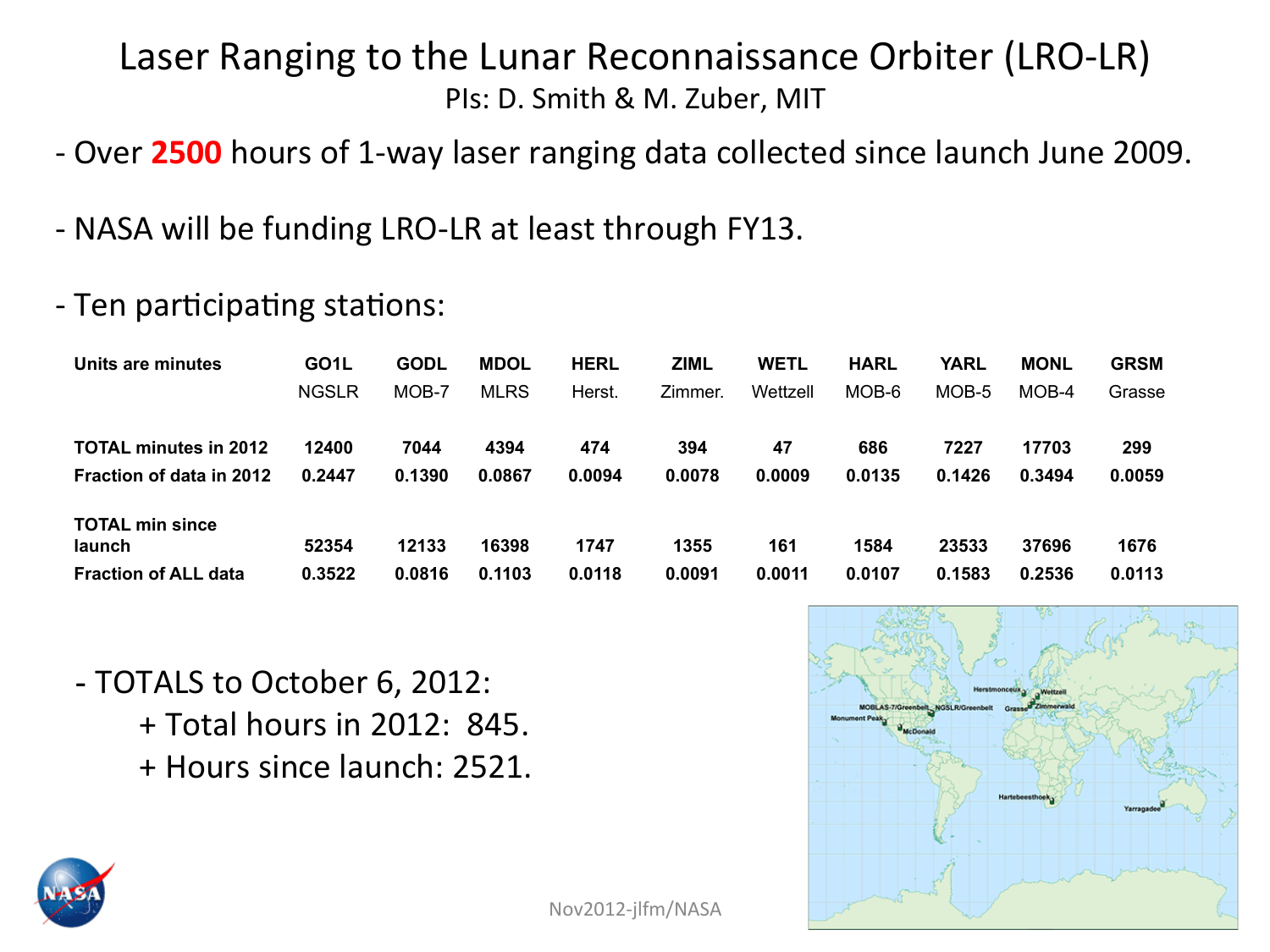# Laser Ranging to the Lunar Reconnaissance Orbiter (LRO-LR)

PIs: D. Smith & M. Zuber, MIT

- Over **2500** hours of 1-way laser ranging data collected since launch June 2009.

- NASA will be funding LRO-LR at least through FY13.

- Ten participating stations:

| Units are minutes | GO1L | GODL | MDOL | HERL | ZIML | WETL | HARL | YARL | MONL | GRSM |
|---|---|---|---|---|---|---|---|---|---|---|
| | NGSLR | MOB-7 | MLRS | Herst. | Zimmer. | Wettzell | MOB-6 | MOB-5 | MOB-4 | Grasse |
| **TOTAL minutes in 2012** | 12400 | 7044 | 4394 | 474 | 394 | 47 | 686 | 7227 | 17703 | 299 |
| **Fraction of data in 2012** | 0.2447 | 0.1390 | 0.0867 | 0.0094 | 0.0078 | 0.0009 | 0.0135 | 0.1426 | 0.3494 | 0.0059 |
| **TOTAL min since launch** | 52354 | 12133 | 16398 | 1747 | 1355 | 161 | 1584 | 23533 | 37696 | 1676 |
| **Fraction of ALL data** | 0.3522 | 0.0816 | 0.1103 | 0.0118 | 0.0091 | 0.0011 | 0.0107 | 0.1583 | 0.2536 | 0.0113 |

- TOTALS to October 6, 2012:
  - + Total hours in 2012: 845.
  - + Hours since launch: 2521.

Nov2012-jlfm/NASA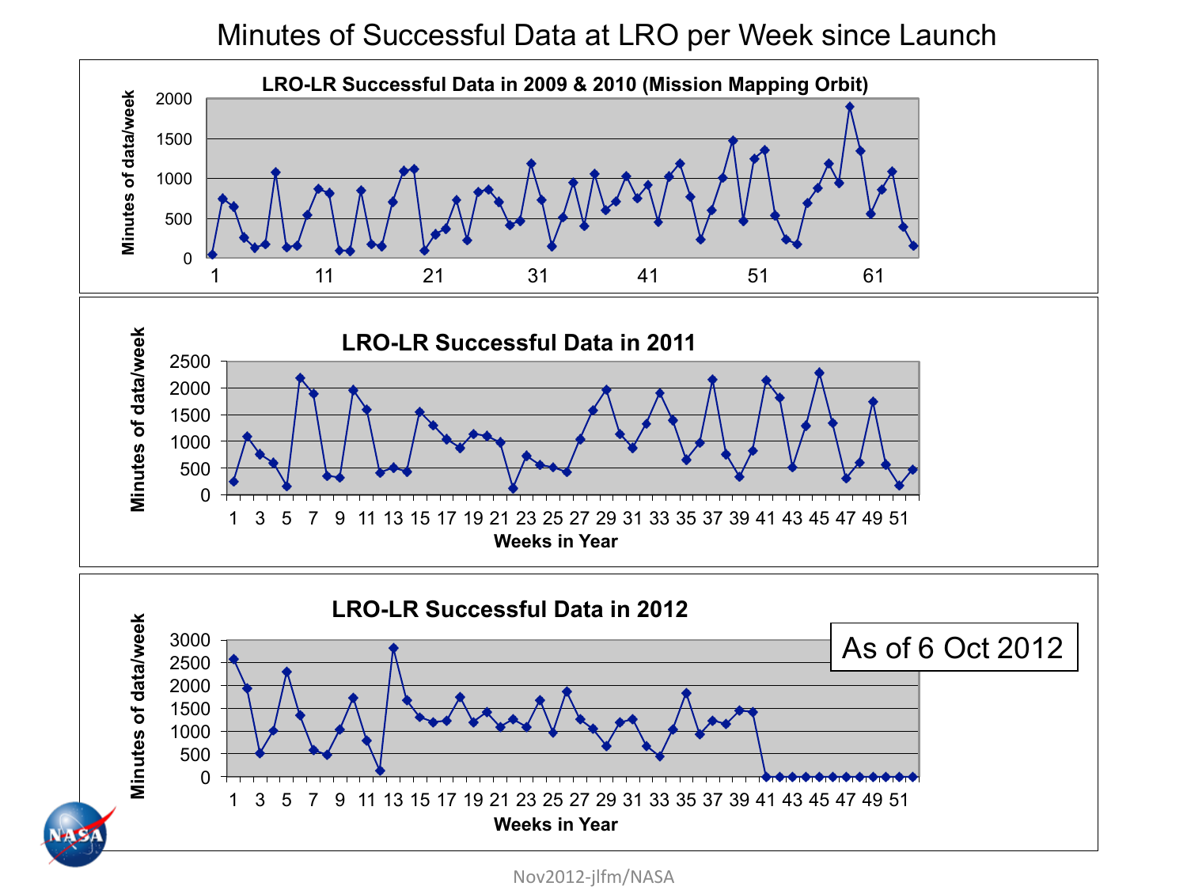# Minutes of Successful Data at LRO per Week since Launch

**LRO-LR Successful Data in 2009 & 2010 (Mission Mapping Orbit)**

Minutes of data/week

2000
1500
1000
500
0

1 11 21 31 41 51 61

**LRO-LR Successful Data in 2011**

Minutes of data/week

2500
2000
1500
1000
500
0

1 3 5 7 9 11 13 15 17 19 21 23 25 27 29 31 33 35 37 39 41 43 45 47 49 51

**Weeks in Year**

**LRO-LR Successful Data in 2012**

As of 6 Oct 2012

Minutes of data/week

3000
2500
2000
1500
1000
500
0

1 3 5 7 9 11 13 15 17 19 21 23 25 27 29 31 33 35 37 39 41 43 45 47 49 51

**Weeks in Year**

Nov2012-jlfm/NASA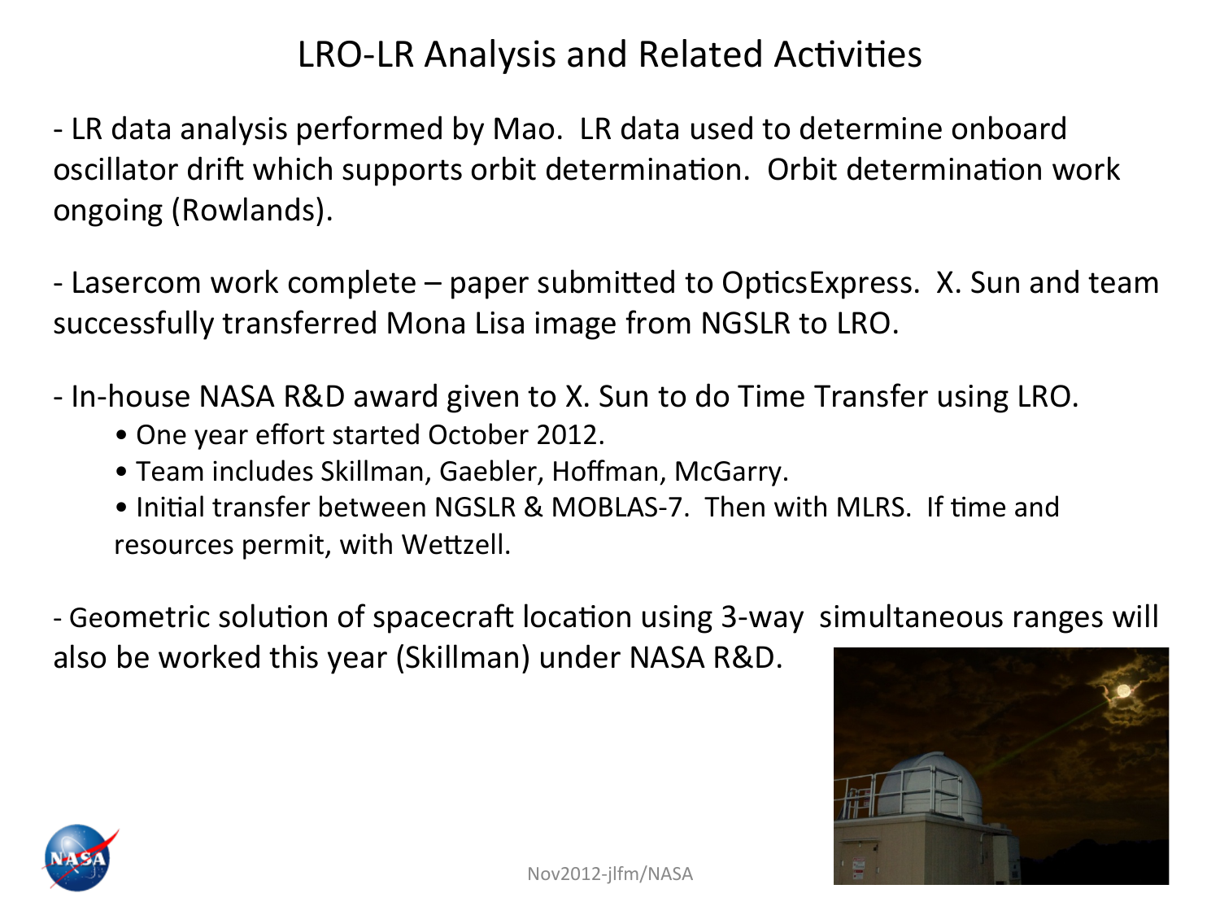# LRO-LR Analysis and Related Activities

- LR data analysis performed by Mao. LR data used to determine onboard oscillator drift which supports orbit determination. Orbit determination work ongoing (Rowlands).

- Lasercom work complete – paper submitted to OpticsExpress. X. Sun and team successfully transferred Mona Lisa image from NGSLR to LRO.

- In-house NASA R&D award given to X. Sun to do Time Transfer using LRO.
  - One year effort started October 2012.
  - Team includes Skillman, Gaebler, Hoffman, McGarry.
  - Initial transfer between NGSLR & MOBLAS-7. Then with MLRS. If time and resources permit, with Wettzell.

- Geometric solution of spacecraft location using 3-way simultaneous ranges will also be worked this year (Skillman) under NASA R&D.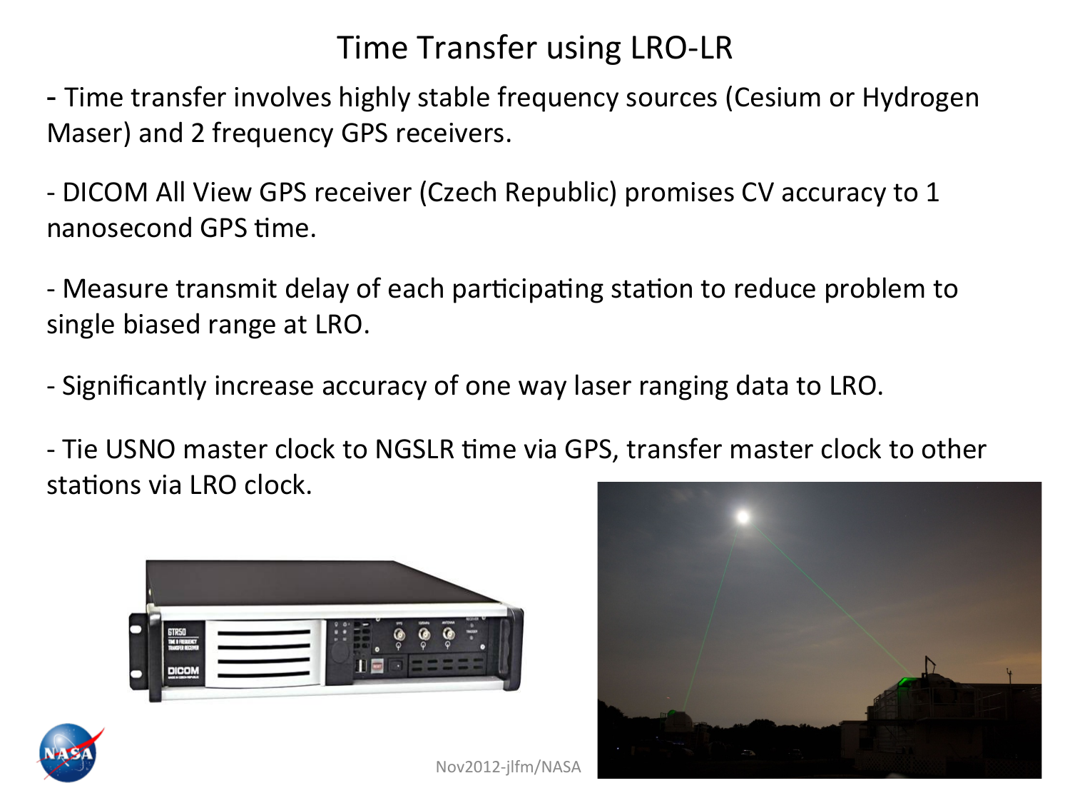# Time Transfer using LRO-LR

- Time transfer involves highly stable frequency sources (Cesium or Hydrogen Maser) and 2 frequency GPS receivers.

- DICOM All View GPS receiver (Czech Republic) promises CV accuracy to 1 nanosecond GPS time.

- Measure transmit delay of each participating station to reduce problem to single biased range at LRO.

- Significantly increase accuracy of one way laser ranging data to LRO.

- Tie USNO master clock to NGSLR time via GPS, transfer master clock to other stations via LRO clock.

Nov2012-jlfm/NASA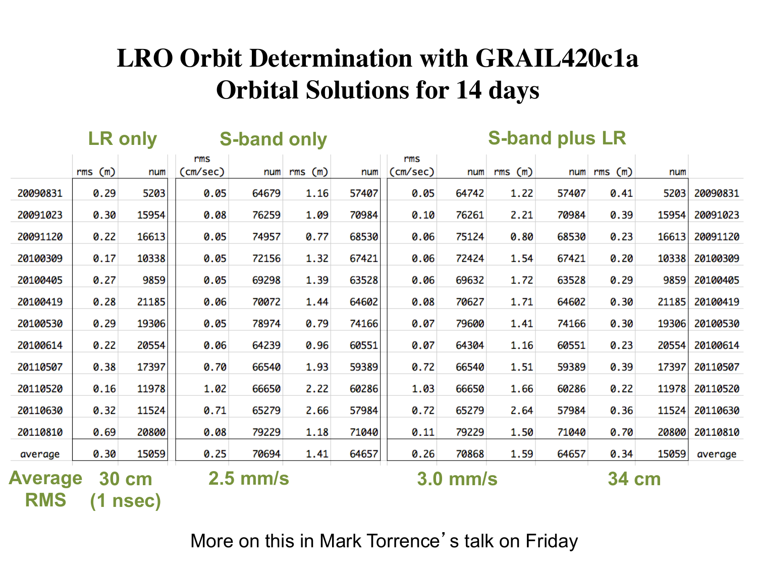# LRO Orbit Determination with GRAIL420c1a
# Orbital Solutions for 14 days

| | LR only | | S-band only | | | | S-band plus LR | | | | | | |
|---|---|---|---|---|---|---|---|---|---|---|---|---|---|
| | rms (m) | num | rms (cm/sec) | num | rms (m) | num | rms (cm/sec) | num | rms (m) | num | rms (m) | num | |
| 20090831 | 0.29 | 5203 | 0.05 | 64679 | 1.16 | 57407 | 0.05 | 64742 | 1.22 | 57407 | 0.41 | 5203 | 20090831 |
| 20091023 | 0.30 | 15954 | 0.08 | 76259 | 1.09 | 70984 | 0.10 | 76261 | 2.21 | 70984 | 0.39 | 15954 | 20091023 |
| 20091120 | 0.22 | 16613 | 0.05 | 74957 | 0.77 | 68530 | 0.06 | 75124 | 0.80 | 68530 | 0.23 | 16613 | 20091120 |
| 20100309 | 0.17 | 10338 | 0.05 | 72156 | 1.32 | 67421 | 0.06 | 72424 | 1.54 | 67421 | 0.20 | 10338 | 20100309 |
| 20100405 | 0.27 | 9859 | 0.05 | 69298 | 1.39 | 63528 | 0.06 | 69632 | 1.72 | 63528 | 0.29 | 9859 | 20100405 |
| 20100419 | 0.28 | 21185 | 0.06 | 70072 | 1.44 | 64602 | 0.08 | 70627 | 1.71 | 64602 | 0.30 | 21185 | 20100419 |
| 20100530 | 0.29 | 19306 | 0.05 | 78974 | 0.79 | 74166 | 0.07 | 79600 | 1.41 | 74166 | 0.30 | 19306 | 20100530 |
| 20100614 | 0.22 | 20554 | 0.06 | 64239 | 0.96 | 60551 | 0.07 | 64304 | 1.16 | 60551 | 0.23 | 20554 | 20100614 |
| 20110507 | 0.38 | 17397 | 0.70 | 66540 | 1.93 | 59389 | 0.72 | 66540 | 1.51 | 59389 | 0.39 | 17397 | 20110507 |
| 20110520 | 0.16 | 11978 | 1.02 | 66650 | 2.22 | 60286 | 1.03 | 66650 | 1.66 | 60286 | 0.22 | 11978 | 20110520 |
| 20110630 | 0.32 | 11524 | 0.71 | 65279 | 2.66 | 57984 | 0.72 | 65279 | 2.64 | 57984 | 0.36 | 11524 | 20110630 |
| 20110810 | 0.69 | 20800 | 0.08 | 79229 | 1.18 | 71040 | 0.11 | 79229 | 1.50 | 71040 | 0.70 | 20800 | 20110810 |
| average | 0.30 | 15059 | 0.25 | 70694 | 1.41 | 64657 | 0.26 | 70868 | 1.59 | 64657 | 0.34 | 15059 | average |
| **Average RMS** | **30 cm (1 nsec)** | | **2.5 mm/s** | | | | **3.0 mm/s** | | | | **34 cm** | | |

More on this in Mark Torrence's talk on Friday